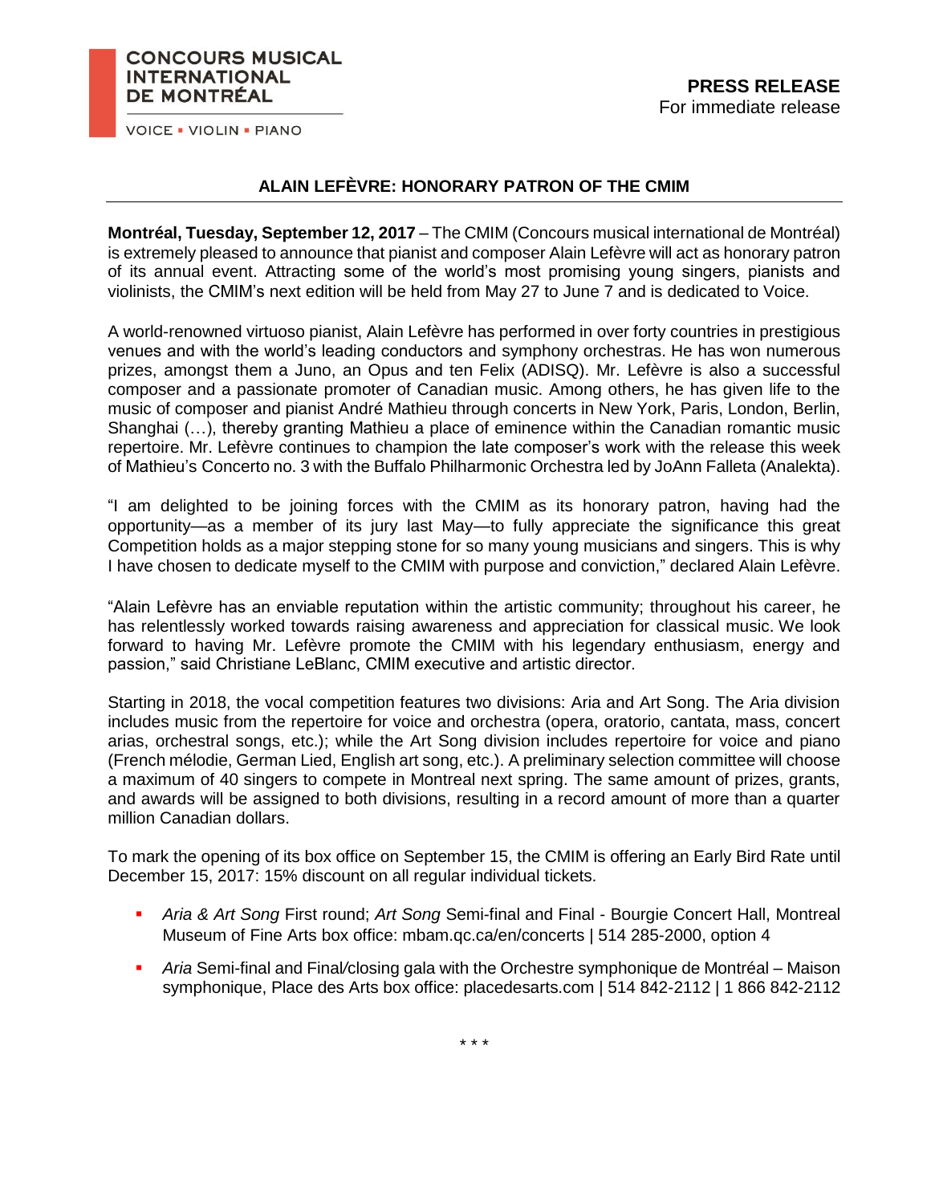**CONCOURS MUSICAL INTERNATIONAL DE MONTRÉAL**

VOICE ▪ VIOLIN ▪ PIANO

**PRESS RELEASE**
For immediate release

## ALAIN LEFÈVRE: HONORARY PATRON OF THE CMIM

**Montréal, Tuesday, September 12, 2017** – The CMIM (Concours musical international de Montréal) is extremely pleased to announce that pianist and composer Alain Lefèvre will act as honorary patron of its annual event. Attracting some of the world's most promising young singers, pianists and violinists, the CMIM's next edition will be held from May 27 to June 7 and is dedicated to Voice.

A world-renowned virtuoso pianist, Alain Lefèvre has performed in over forty countries in prestigious venues and with the world's leading conductors and symphony orchestras. He has won numerous prizes, amongst them a Juno, an Opus and ten Felix (ADISQ). Mr. Lefèvre is also a successful composer and a passionate promoter of Canadian music. Among others, he has given life to the music of composer and pianist André Mathieu through concerts in New York, Paris, London, Berlin, Shanghai (…), thereby granting Mathieu a place of eminence within the Canadian romantic music repertoire. Mr. Lefèvre continues to champion the late composer's work with the release this week of Mathieu's Concerto no. 3 with the Buffalo Philharmonic Orchestra led by JoAnn Falleta (Analekta).

"I am delighted to be joining forces with the CMIM as its honorary patron, having had the opportunity—as a member of its jury last May—to fully appreciate the significance this great Competition holds as a major stepping stone for so many young musicians and singers. This is why I have chosen to dedicate myself to the CMIM with purpose and conviction," declared Alain Lefèvre.

"Alain Lefèvre has an enviable reputation within the artistic community; throughout his career, he has relentlessly worked towards raising awareness and appreciation for classical music. We look forward to having Mr. Lefèvre promote the CMIM with his legendary enthusiasm, energy and passion," said Christiane LeBlanc, CMIM executive and artistic director.

Starting in 2018, the vocal competition features two divisions: Aria and Art Song. The Aria division includes music from the repertoire for voice and orchestra (opera, oratorio, cantata, mass, concert arias, orchestral songs, etc.); while the Art Song division includes repertoire for voice and piano (French mélodie, German Lied, English art song, etc.). A preliminary selection committee will choose a maximum of 40 singers to compete in Montreal next spring. The same amount of prizes, grants, and awards will be assigned to both divisions, resulting in a record amount of more than a quarter million Canadian dollars.

To mark the opening of its box office on September 15, the CMIM is offering an Early Bird Rate until December 15, 2017: 15% discount on all regular individual tickets.

- *Aria & Art Song* First round; *Art Song* Semi-final and Final - Bourgie Concert Hall, Montreal Museum of Fine Arts box office: mbam.qc.ca/en/concerts | 514 285-2000, option 4
- *Aria* Semi-final and Final/closing gala with the Orchestre symphonique de Montréal – Maison symphonique, Place des Arts box office: placedesarts.com | 514 842-2112 | 1 866 842-2112

\* \* \*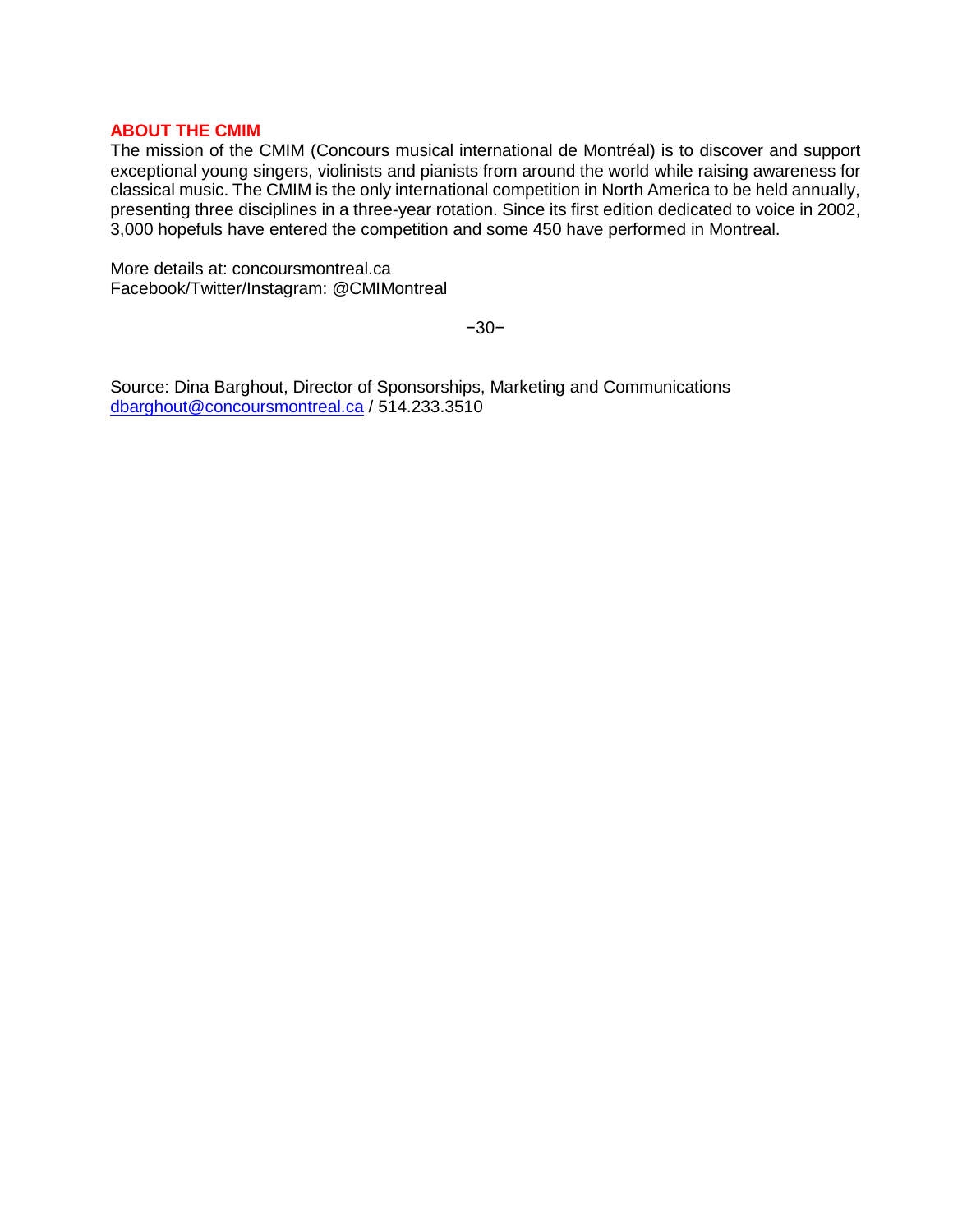## ABOUT THE CMIM

The mission of the CMIM (Concours musical international de Montréal) is to discover and support exceptional young singers, violinists and pianists from around the world while raising awareness for classical music. The CMIM is the only international competition in North America to be held annually, presenting three disciplines in a three-year rotation. Since its first edition dedicated to voice in 2002, 3,000 hopefuls have entered the competition and some 450 have performed in Montreal.

More details at: concoursmontreal.ca
Facebook/Twitter/Instagram: @CMIMontreal

−30−

Source: Dina Barghout, Director of Sponsorships, Marketing and Communications
dbarghout@concoursmontreal.ca / 514.233.3510